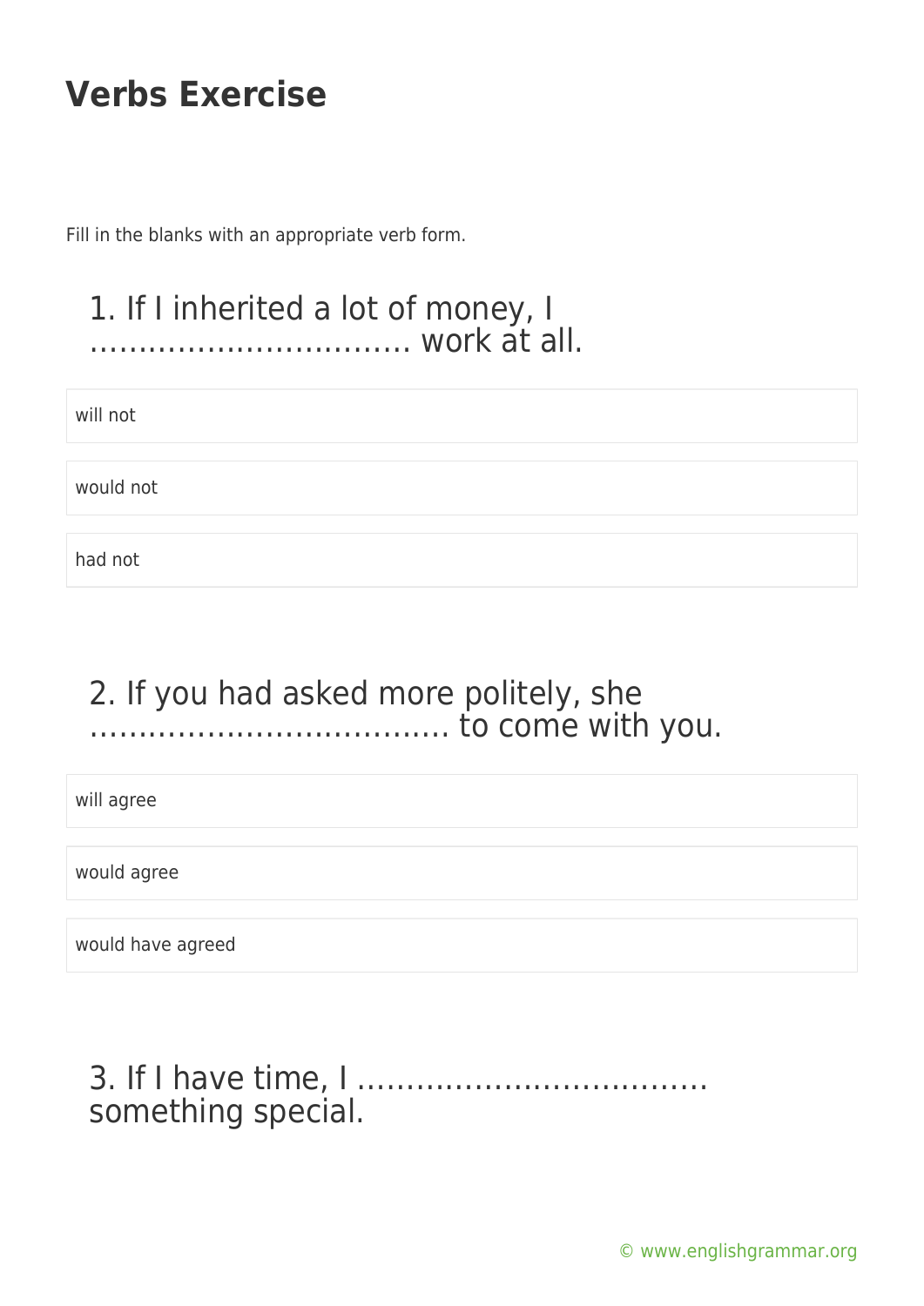# Verbs Exercise

Fill in the blanks with an appropriate verb form.

## 1. If I inherited a lot of money, I …………………………… work at all.

- will not
- would not
- had not

## 2. If you had asked more politely, she ……………………………… to come with you.

- will agree
- would agree
- would have agreed

## 3. If I have time, I ……………………………… something special.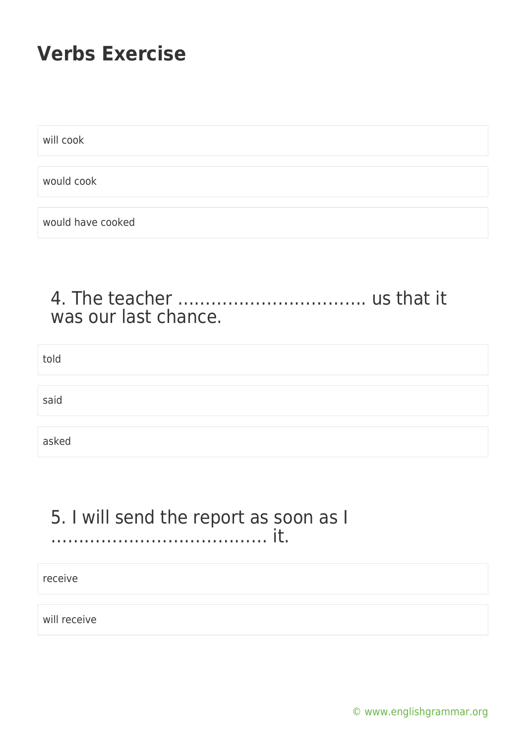# Verbs Exercise

will cook

would cook

would have cooked

4. The teacher ……………………………. us that it was our last chance.

told

said

asked

5. I will send the report as soon as I ………………………………… it.

receive

will receive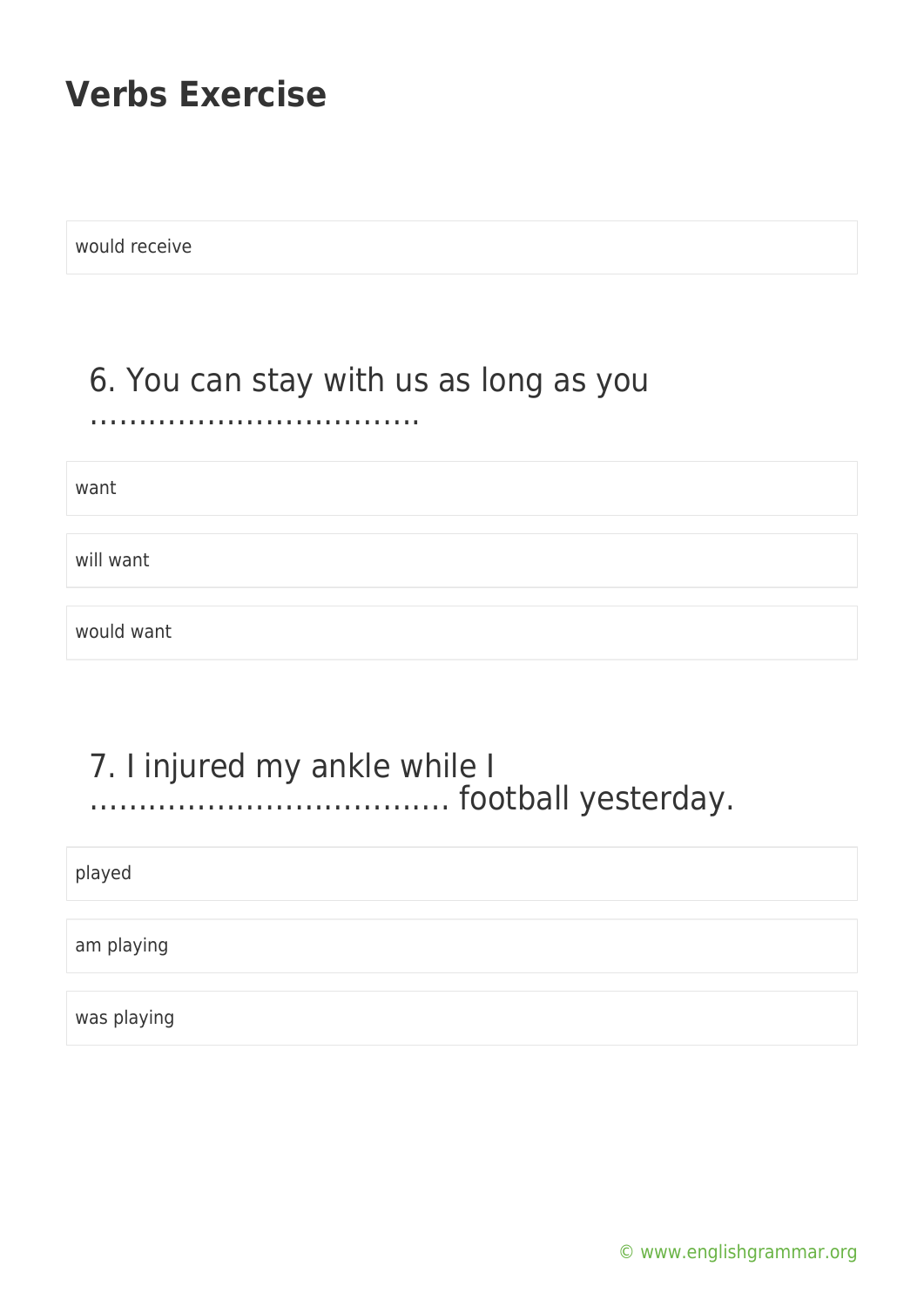# Verbs Exercise

would receive

6. You can stay with us as long as you ……………………………

want

will want

would want

7. I injured my ankle while I ……………………………… football yesterday.

played

am playing

was playing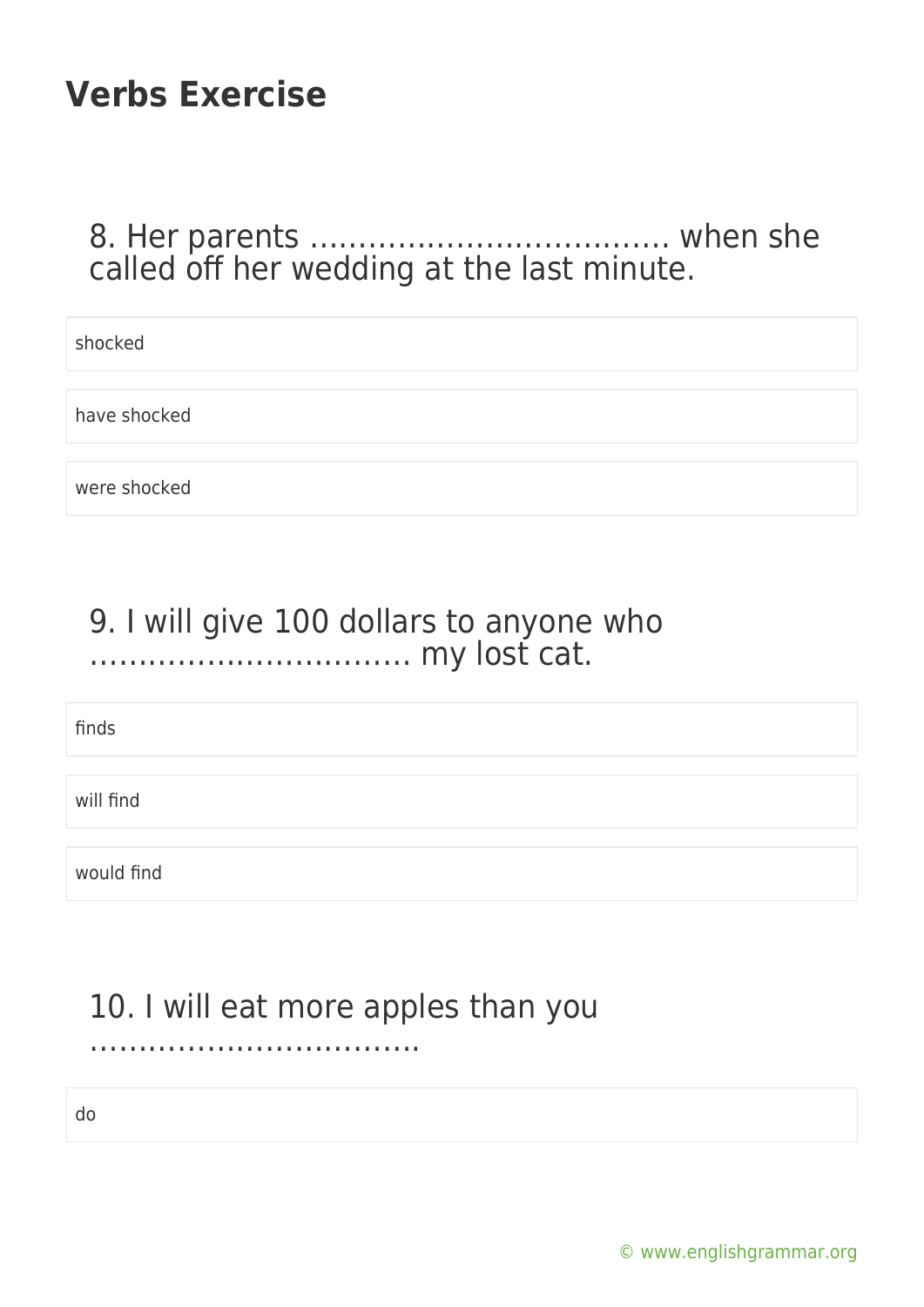## Verbs Exercise

8. Her parents ……………………………… when she called off her wedding at the last minute.

- shocked
- have shocked
- were shocked

9. I will give 100 dollars to anyone who …………………………… my lost cat.

- finds
- will find
- would find

10. I will eat more apples than you ……………………………

- do

© www.englishgrammar.org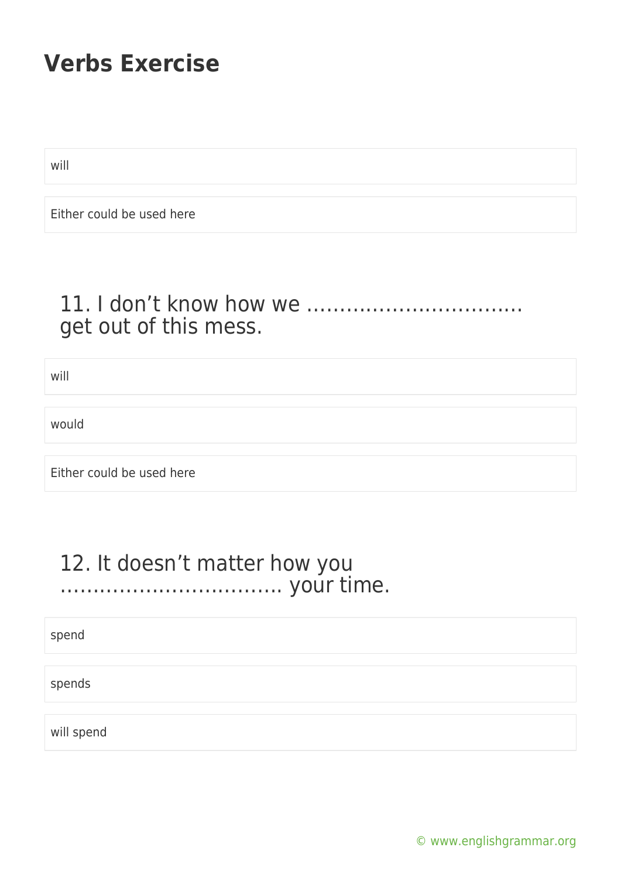## Verbs Exercise

will

Either could be used here

### 11. I don't know how we …………………………… get out of this mess.

will

would

Either could be used here

### 12. It doesn't matter how you …………………………… your time.

spend

spends

will spend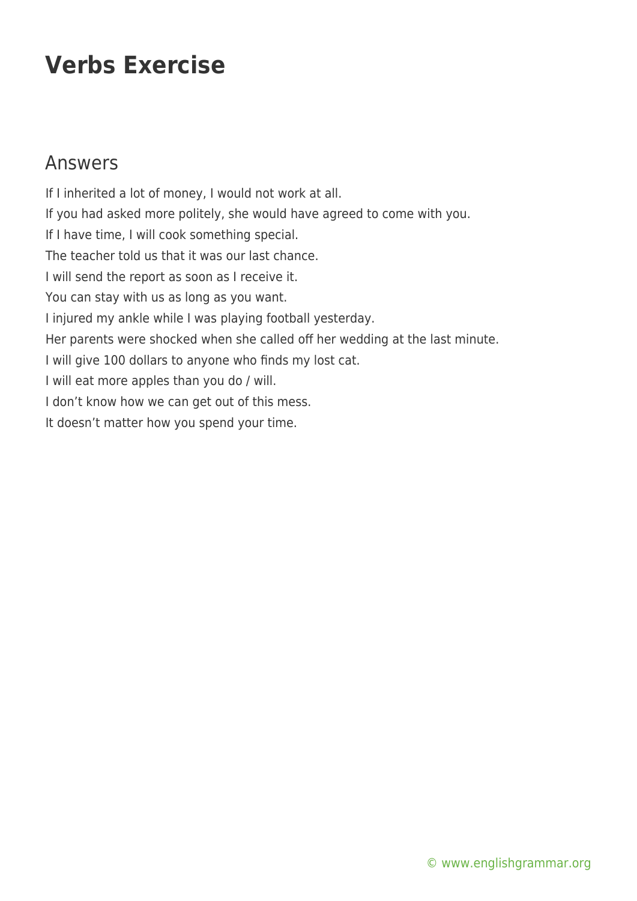# Verbs Exercise

## Answers

If I inherited a lot of money, I would not work at all.

If you had asked more politely, she would have agreed to come with you.

If I have time, I will cook something special.

The teacher told us that it was our last chance.

I will send the report as soon as I receive it.

You can stay with us as long as you want.

I injured my ankle while I was playing football yesterday.

Her parents were shocked when she called off her wedding at the last minute.

I will give 100 dollars to anyone who finds my lost cat.

I will eat more apples than you do / will.

I don't know how we can get out of this mess.

It doesn't matter how you spend your time.